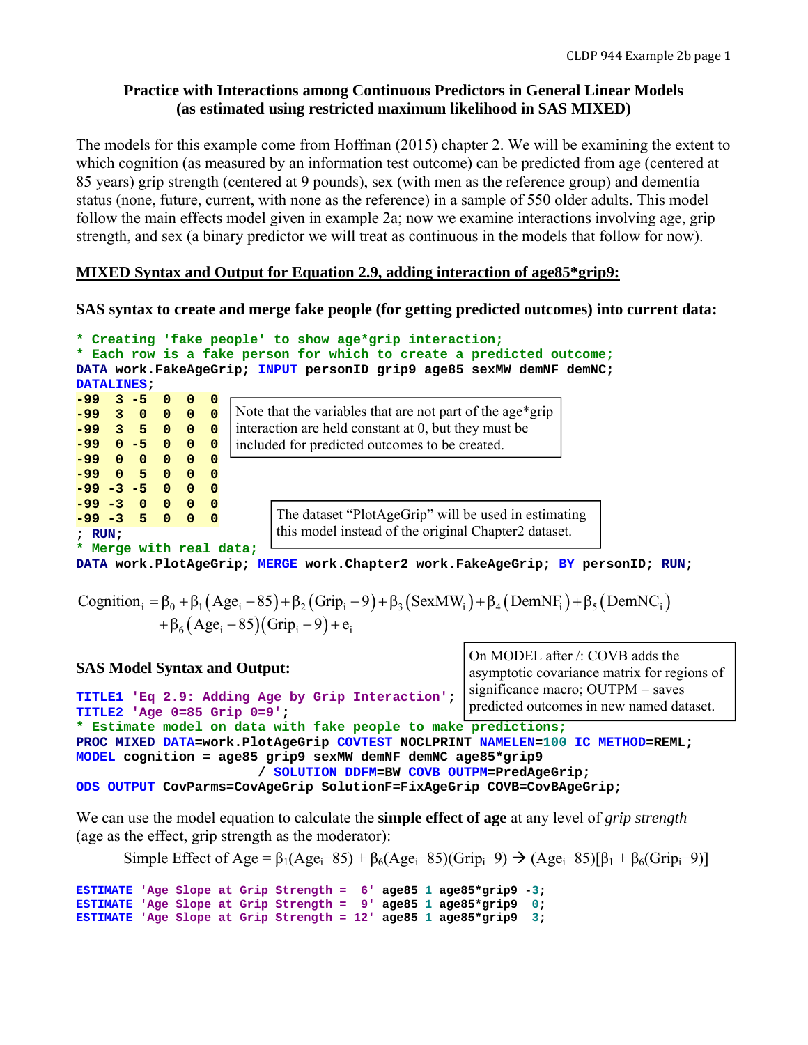## Practice with Interactions among Continuous Predictors in General Linear Models (as estimated using restricted maximum likelihood in SAS MIXED)

The models for this example come from Hoffman (2015) chapter 2. We will be examining the extent to which cognition (as measured by an information test outcome) can be predicted from age (centered at 85 years) grip strength (centered at 9 pounds), sex (with men as the reference group) and dementia status (none, future, current, with none as the reference) in a sample of 550 older adults. This model follow the main effects model given in example 2a; now we examine interactions involving age, grip strength, and sex (a binary predictor we will treat as continuous in the models that follow for now).

### MIXED Syntax and Output for Equation 2.9, adding interaction of age85*grip9:

**SAS syntax to create and merge fake people (for getting predicted outcomes) into current data:**

```
* Creating 'fake people' to show age*grip interaction;
* Each row is a fake person for which to create a predicted outcome;
DATA work.FakeAgeGrip; INPUT personID grip9 age85 sexMW demNF demNC;
DATALINES;
-99  3 -5  0  0  0
-99  3  0  0  0  0
-99  3  5  0  0  0
-99  0 -5  0  0  0
-99  0  0  0  0  0
-99  0  5  0  0  0
-99 -3 -5  0  0  0
-99 -3  0  0  0  0
-99 -3  5  0  0  0
; RUN;
* Merge with real data;
DATA work.PlotAgeGrip; MERGE work.Chapter2 work.FakeAgeGrip; BY personID; RUN;
```

Note that the variables that are not part of the age*grip interaction are held constant at 0, but they must be included for predicted outcomes to be created.

The dataset "PlotAgeGrip" will be used in estimating this model instead of the original Chapter2 dataset.

$$\text{Cognition}_i = \beta_0 + \beta_1(\text{Age}_i - 85) + \beta_2(\text{Grip}_i - 9) + \beta_3(\text{SexMW}_i) + \beta_4(\text{DemNF}_i) + \beta_5(\text{DemNC}_i) + \underline{\beta_6(\text{Age}_i - 85)(\text{Grip}_i - 9)} + e_i$$

**SAS Model Syntax and Output:**

On MODEL after /: COVB adds the asymptotic covariance matrix for regions of significance macro; OUTPM = saves predicted outcomes in new named dataset.

```
TITLE1 'Eq 2.9: Adding Age by Grip Interaction';
TITLE2 'Age 0=85 Grip 0=9';
* Estimate model on data with fake people to make predictions;
PROC MIXED DATA=work.PlotAgeGrip COVTEST NOCLPRINT NAMELEN=100 IC METHOD=REML;
MODEL cognition = age85 grip9 sexMW demNF demNC age85*grip9
                        / SOLUTION DDFM=BW COVB OUTPM=PredAgeGrip;
ODS OUTPUT CovParms=CovAgeGrip SolutionF=FixAgeGrip COVB=CovBAgeGrip;
```

We can use the model equation to calculate the **simple effect of age** at any level of *grip strength* (age as the effect, grip strength as the moderator):

Simple Effect of Age = $\beta_1(\text{Age}_i\text{–}85) + \beta_6(\text{Age}_i\text{–}85)(\text{Grip}_i\text{–}9) \rightarrow (\text{Age}_i\text{–}85)[\beta_1 + \beta_6(\text{Grip}_i\text{–}9)]$

```
ESTIMATE 'Age Slope at Grip Strength =  6' age85 1 age85*grip9 -3;
ESTIMATE 'Age Slope at Grip Strength =  9' age85 1 age85*grip9  0;
ESTIMATE 'Age Slope at Grip Strength = 12' age85 1 age85*grip9  3;
```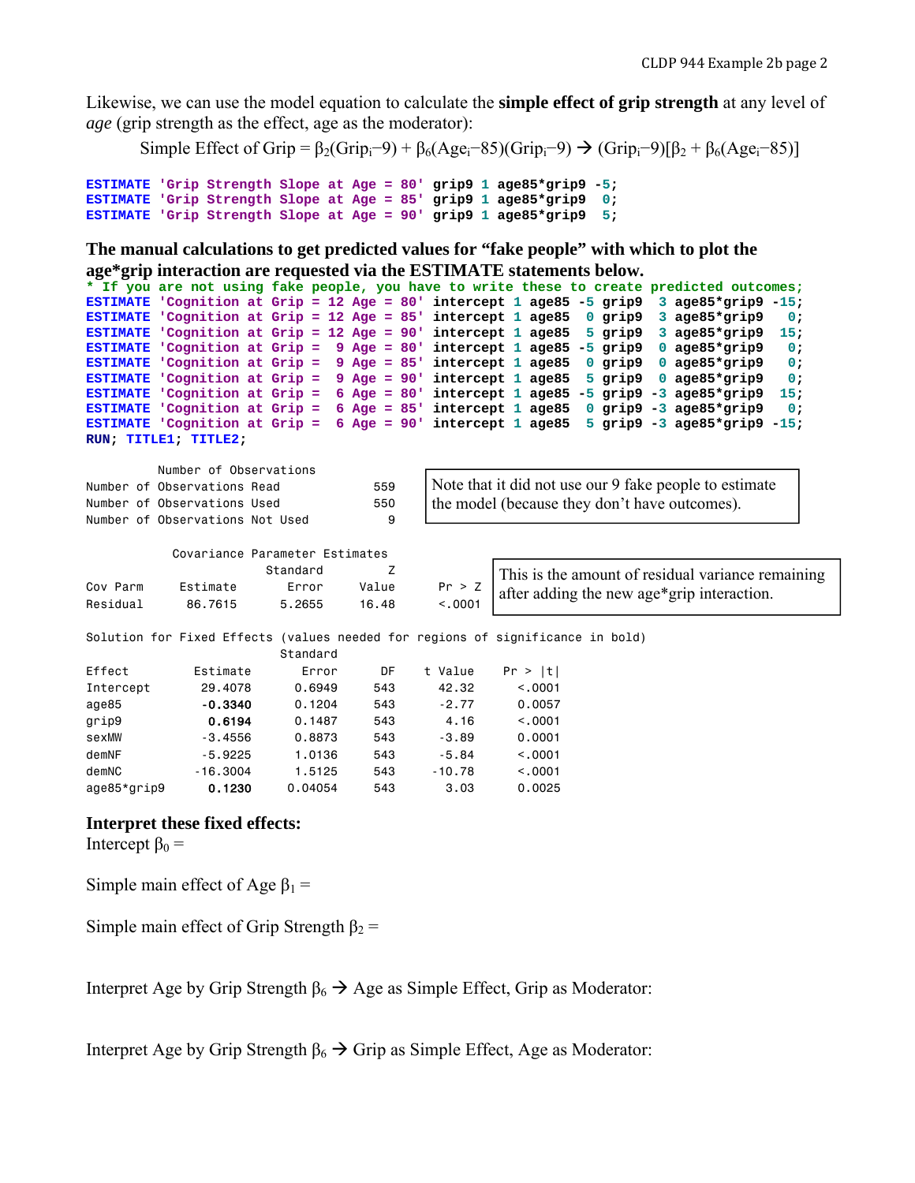Likewise, we can use the model equation to calculate the **simple effect of grip strength** at any level of *age* (grip strength as the effect, age as the moderator):

$$\text{Simple Effect of Grip} = \beta_2(\text{Grip}_i - 9) + \beta_6(\text{Age}_i - 85)(\text{Grip}_i - 9) \rightarrow (\text{Grip}_i - 9)[\beta_2 + \beta_6(\text{Age}_i - 85)]$$

```
ESTIMATE 'Grip Strength Slope at Age = 80' grip9 1 age85*grip9 -5;
ESTIMATE 'Grip Strength Slope at Age = 85' grip9 1 age85*grip9  0;
ESTIMATE 'Grip Strength Slope at Age = 90' grip9 1 age85*grip9  5;
```

**The manual calculations to get predicted values for "fake people" with which to plot the age*grip interaction are requested via the ESTIMATE statements below.**

```
* If you are not using fake people, you have to write these to create predicted outcomes;
ESTIMATE 'Cognition at Grip = 12 Age = 80' intercept 1 age85 -5 grip9  3 age85*grip9 -15;
ESTIMATE 'Cognition at Grip = 12 Age = 85' intercept 1 age85  0 grip9  3 age85*grip9   0;
ESTIMATE 'Cognition at Grip = 12 Age = 90' intercept 1 age85  5 grip9  3 age85*grip9  15;
ESTIMATE 'Cognition at Grip =  9 Age = 80' intercept 1 age85 -5 grip9  0 age85*grip9   0;
ESTIMATE 'Cognition at Grip =  9 Age = 85' intercept 1 age85  0 grip9  0 age85*grip9   0;
ESTIMATE 'Cognition at Grip =  9 Age = 90' intercept 1 age85  5 grip9  0 age85*grip9   0;
ESTIMATE 'Cognition at Grip =  6 Age = 80' intercept 1 age85 -5 grip9 -3 age85*grip9  15;
ESTIMATE 'Cognition at Grip =  6 Age = 85' intercept 1 age85  0 grip9 -3 age85*grip9   0;
ESTIMATE 'Cognition at Grip =  6 Age = 90' intercept 1 age85  5 grip9 -3 age85*grip9 -15;
RUN; TITLE1; TITLE2;
```

```
           Number of Observations
Number of Observations Read            559
Number of Observations Used            550
Number of Observations Not Used          9
```

Note that it did not use our 9 fake people to estimate the model (because they don't have outcomes).

```
            Covariance Parameter Estimates
                          Standard         Z
Cov Parm      Estimate       Error     Value      Pr > Z
Residual       86.7615      5.2655     16.48      <.0001
```

This is the amount of residual variance remaining after adding the new age*grip interaction.

```
Solution for Fixed Effects (values needed for regions of significance in bold)
                             Standard
Effect          Estimate        Error      DF    t Value    Pr > |t|
Intercept        29.4078       0.6949     543      42.32      <.0001
age85            -0.3340       0.1204     543      -2.77      0.0057
grip9             0.6194       0.1487     543       4.16      <.0001
sexMW            -3.4556       0.8873     543      -3.89      0.0001
demNF            -5.9225       1.0136     543      -5.84      <.0001
demNC           -16.3004       1.5125     543     -10.78      <.0001
age85*grip9       0.1230      0.04054     543       3.03      0.0025
```

**Interpret these fixed effects:**

Intercept $\beta_0$ =

Simple main effect of Age $\beta_1$ =

Simple main effect of Grip Strength $\beta_2$ =

Interpret Age by Grip Strength $\beta_6 \rightarrow$ Age as Simple Effect, Grip as Moderator:

Interpret Age by Grip Strength $\beta_6 \rightarrow$ Grip as Simple Effect, Age as Moderator: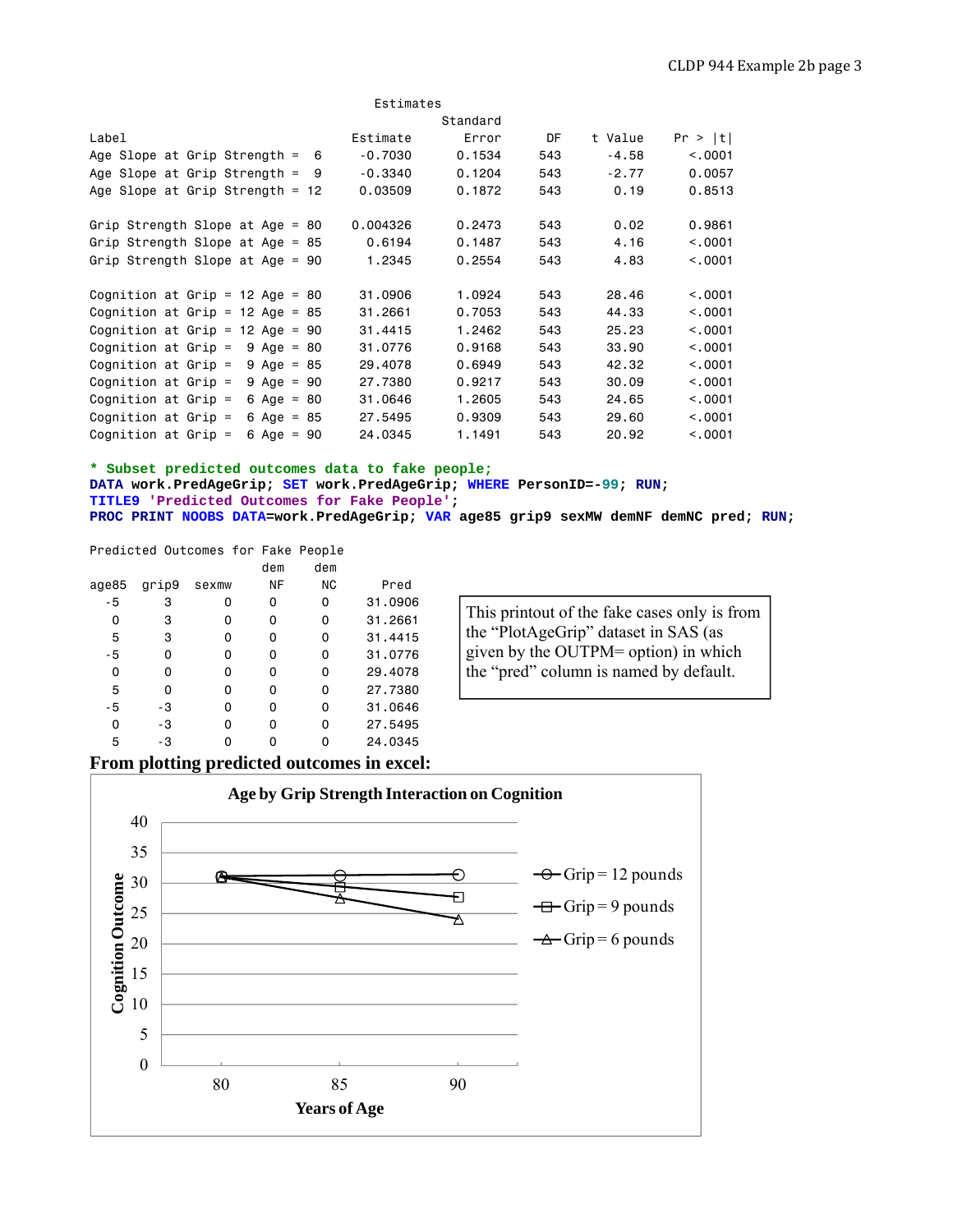**Estimates**

| Label | Estimate | Standard Error | DF | t Value | Pr > \|t\| |
|---|---|---|---|---|---|
| Age Slope at Grip Strength = 6 | -0.7030 | 0.1534 | 543 | -4.58 | <.0001 |
| Age Slope at Grip Strength = 9 | -0.3340 | 0.1204 | 543 | -2.77 | 0.0057 |
| Age Slope at Grip Strength = 12 | 0.03509 | 0.1872 | 543 | 0.19 | 0.8513 |
| Grip Strength Slope at Age = 80 | 0.004326 | 0.2473 | 543 | 0.02 | 0.9861 |
| Grip Strength Slope at Age = 85 | 0.6194 | 0.1487 | 543 | 4.16 | <.0001 |
| Grip Strength Slope at Age = 90 | 1.2345 | 0.2554 | 543 | 4.83 | <.0001 |
| Cognition at Grip = 12 Age = 80 | 31.0906 | 1.0924 | 543 | 28.46 | <.0001 |
| Cognition at Grip = 12 Age = 85 | 31.2661 | 0.7053 | 543 | 44.33 | <.0001 |
| Cognition at Grip = 12 Age = 90 | 31.4415 | 1.2462 | 543 | 25.23 | <.0001 |
| Cognition at Grip = 9 Age = 80 | 31.0776 | 0.9168 | 543 | 33.90 | <.0001 |
| Cognition at Grip = 9 Age = 85 | 29.4078 | 0.6949 | 543 | 42.32 | <.0001 |
| Cognition at Grip = 9 Age = 90 | 27.7380 | 0.9217 | 543 | 30.09 | <.0001 |
| Cognition at Grip = 6 Age = 80 | 31.0646 | 1.2605 | 543 | 24.65 | <.0001 |
| Cognition at Grip = 6 Age = 85 | 27.5495 | 0.9309 | 543 | 29.60 | <.0001 |
| Cognition at Grip = 6 Age = 90 | 24.0345 | 1.1491 | 543 | 20.92 | <.0001 |

```
* Subset predicted outcomes data to fake people;
DATA work.PredAgeGrip; SET work.PredAgeGrip; WHERE PersonID=-99; RUN;
TITLE9 'Predicted Outcomes for Fake People';
PROC PRINT NOOBS DATA=work.PredAgeGrip; VAR age85 grip9 sexMW demNF demNC pred; RUN;
```

**Predicted Outcomes for Fake People**

| age85 | grip9 | sexmw | demNF | demNC | Pred |
|---|---|---|---|---|---|
| -5 | 3 | 0 | 0 | 0 | 31.0906 |
| 0 | 3 | 0 | 0 | 0 | 31.2661 |
| 5 | 3 | 0 | 0 | 0 | 31.4415 |
| -5 | 0 | 0 | 0 | 0 | 31.0776 |
| 0 | 0 | 0 | 0 | 0 | 29.4078 |
| 5 | 0 | 0 | 0 | 0 | 27.7380 |
| -5 | -3 | 0 | 0 | 0 | 31.0646 |
| 0 | -3 | 0 | 0 | 0 | 27.5495 |
| 5 | -3 | 0 | 0 | 0 | 24.0345 |

This printout of the fake cases only is from the "PlotAgeGrip" dataset in SAS (as given by the OUTPM= option) in which the "pred" column is named by default.

**From plotting predicted outcomes in excel:**

**Age by Grip Strength Interaction on Cognition**

| Years of Age | Grip = 12 pounds | Grip = 9 pounds | Grip = 6 pounds |
|---|---|---|---|
| 80 | 31.0906 | 31.0776 | 31.0646 |
| 85 | 31.2661 | 29.4078 | 27.5495 |
| 90 | 31.4415 | 27.7380 | 24.0345 |

Y-axis: Cognition Outcome (0–40); X-axis: Years of Age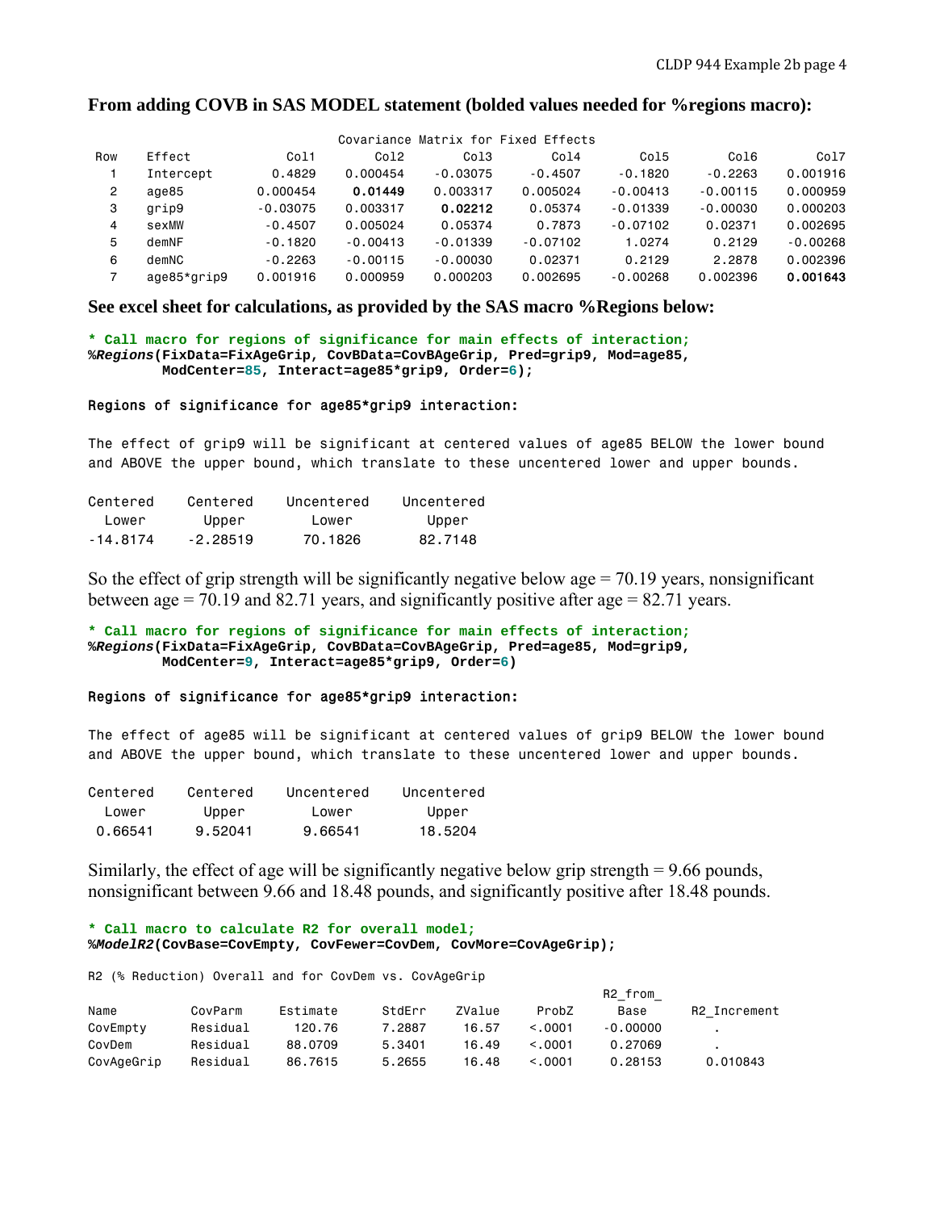**From adding COVB in SAS MODEL statement (bolded values needed for %regions macro):**

Covariance Matrix for Fixed Effects

| Row | Effect | Col1 | Col2 | Col3 | Col4 | Col5 | Col6 | Col7 |
|---|---|---|---|---|---|---|---|---|
| 1 | Intercept | 0.4829 | 0.000454 | -0.03075 | -0.4507 | -0.1820 | -0.2263 | 0.001916 |
| 2 | age85 | 0.000454 | **0.01449** | 0.003317 | 0.005024 | -0.00413 | -0.00115 | 0.000959 |
| 3 | grip9 | -0.03075 | 0.003317 | **0.02212** | 0.05374 | -0.01339 | -0.00030 | 0.000203 |
| 4 | sexMW | -0.4507 | 0.005024 | 0.05374 | 0.7873 | -0.07102 | 0.02371 | 0.002695 |
| 5 | demNF | -0.1820 | -0.00413 | -0.01339 | -0.07102 | 1.0274 | 0.2129 | -0.00268 |
| 6 | demNC | -0.2263 | -0.00115 | -0.00030 | 0.02371 | 0.2129 | 2.2878 | 0.002396 |
| 7 | age85*grip9 | 0.001916 | 0.000959 | 0.000203 | 0.002695 | -0.00268 | 0.002396 | **0.001643** |

**See excel sheet for calculations, as provided by the SAS macro %Regions below:**

```
* Call macro for regions of significance for main effects of interaction;
%Regions(FixData=FixAgeGrip, CovBData=CovBAgeGrip, Pred=grip9, Mod=age85,
        ModCenter=85, Interact=age85*grip9, Order=6);
```

```
Regions of significance for age85*grip9 interaction:

The effect of grip9 will be significant at centered values of age85 BELOW the lower bound
and ABOVE the upper bound, which translate to these uncentered lower and upper bounds.
```

| Centered Lower | Centered Upper | Uncentered Lower | Uncentered Upper |
|---|---|---|---|
| -14.8174 | -2.28519 | 70.1826 | 82.7148 |

So the effect of grip strength will be significantly negative below age = 70.19 years, nonsignificant between age = 70.19 and 82.71 years, and significantly positive after age = 82.71 years.

```
* Call macro for regions of significance for main effects of interaction;
%Regions(FixData=FixAgeGrip, CovBData=CovBAgeGrip, Pred=age85, Mod=grip9,
        ModCenter=9, Interact=age85*grip9, Order=6)
```

```
Regions of significance for age85*grip9 interaction:

The effect of age85 will be significant at centered values of grip9 BELOW the lower bound
and ABOVE the upper bound, which translate to these uncentered lower and upper bounds.
```

| Centered Lower | Centered Upper | Uncentered Lower | Uncentered Upper |
|---|---|---|---|
| 0.66541 | 9.52041 | 9.66541 | 18.5204 |

Similarly, the effect of age will be significantly negative below grip strength = 9.66 pounds, nonsignificant between 9.66 and 18.48 pounds, and significantly positive after 18.48 pounds.

```
* Call macro to calculate R2 for overall model;
%ModelR2(CovBase=CovEmpty, CovFewer=CovDem, CovMore=CovAgeGrip);
```

R2 (% Reduction) Overall and for CovDem vs. CovAgeGrip

| Name | CovParm | Estimate | StdErr | ZValue | ProbZ | R2_from_ Base | R2_Increment |
|---|---|---|---|---|---|---|---|
| CovEmpty | Residual | 120.76 | 7.2887 | 16.57 | <.0001 | -0.00000 | . |
| CovDem | Residual | 88.0709 | 5.3401 | 16.49 | <.0001 | 0.27069 | . |
| CovAgeGrip | Residual | 86.7615 | 5.2655 | 16.48 | <.0001 | 0.28153 | 0.010843 |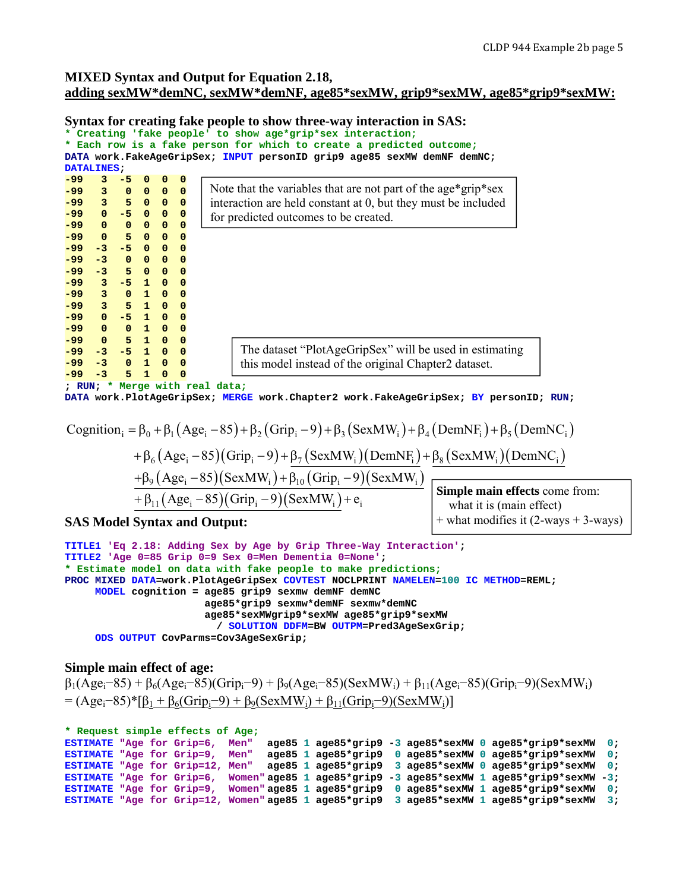### MIXED Syntax and Output for Equation 2.18, adding sexMW*demNC, sexMW*demNF, age85*sexMW, grip9*sexMW, age85*grip9*sexMW:

### Syntax for creating fake people to show three-way interaction in SAS:

```
* Creating 'fake people' to show age*grip*sex interaction;
* Each row is a fake person for which to create a predicted outcome;
DATA work.FakeAgeGripSex; INPUT personID grip9 age85 sexMW demNF demNC;
DATALINES;
-99   3  -5  0  0  0
-99   3   0  0  0  0
-99   3   5  0  0  0
-99   0  -5  0  0  0
-99   0   0  0  0  0
-99   0   5  0  0  0
-99  -3  -5  0  0  0
-99  -3   0  0  0  0
-99  -3   5  0  0  0
-99   3  -5  1  0  0
-99   3   0  1  0  0
-99   3   5  1  0  0
-99   0  -5  1  0  0
-99   0   0  1  0  0
-99   0   5  1  0  0
-99  -3  -5  1  0  0
-99  -3   0  1  0  0
-99  -3   5  1  0  0
; RUN; * Merge with real data;
DATA work.PlotAgeGripSex; MERGE work.Chapter2 work.FakeAgeGripSex; BY personID; RUN;
```

Note that the variables that are not part of the age*grip*sex interaction are held constant at 0, but they must be included for predicted outcomes to be created.

The dataset "PlotAgeGripSex" will be used in estimating this model instead of the original Chapter2 dataset.

$$
\begin{aligned}
\text{Cognition}_i =\ & \beta_0 + \beta_1(\text{Age}_i - 85) + \beta_2(\text{Grip}_i - 9) + \beta_3(\text{SexMW}_i) + \beta_4(\text{DemNF}_i) + \beta_5(\text{DemNC}_i) \\
& + \beta_6(\text{Age}_i - 85)(\text{Grip}_i - 9) + \beta_7(\text{SexMW}_i)(\text{DemNF}_i) + \beta_8(\text{SexMW}_i)(\text{DemNC}_i) \\
& + \beta_9(\text{Age}_i - 85)(\text{SexMW}_i) + \beta_{10}(\text{Grip}_i - 9)(\text{SexMW}_i) \\
& + \beta_{11}(\text{Age}_i - 85)(\text{Grip}_i - 9)(\text{SexMW}_i) + e_i
\end{aligned}
$$

**Simple main effects** come from: what it is (main effect) + what modifies it (2-ways + 3-ways)

### SAS Model Syntax and Output:

```
TITLE1 'Eq 2.18: Adding Sex by Age by Grip Three-Way Interaction';
TITLE2 'Age 0=85 Grip 0=9 Sex 0=Men Dementia 0=None';
* Estimate model on data with fake people to make predictions;
PROC MIXED DATA=work.PlotAgeGripSex COVTEST NOCLPRINT NAMELEN=100 IC METHOD=REML;
     MODEL cognition = age85 grip9 sexmw demNF demNC
                       age85*grip9 sexmw*demNF sexmw*demNC
                       age85*sexMWgrip9*sexMW age85*grip9*sexMW
                         / SOLUTION DDFM=BW OUTPM=Pred3AgeSexGrip;
     ODS OUTPUT CovParms=Cov3AgeSexGrip;
```

### Simple main effect of age:

$\beta_1(\text{Age}_i{-}85) + \beta_6(\text{Age}_i{-}85)(\text{Grip}_i{-}9) + \beta_9(\text{Age}_i{-}85)(\text{SexMW}_i) + \beta_{11}(\text{Age}_i{-}85)(\text{Grip}_i{-}9)(\text{SexMW}_i)$

$= (\text{Age}_i{-}85)*[\underline{\beta_1 + \beta_6(\text{Grip}_i{-}9) + \beta_9(\text{SexMW}_i) + \beta_{11}(\text{Grip}_i{-}9)(\text{SexMW}_i)}]$

```
* Request simple effects of Age;
ESTIMATE "Age for Grip=6,  Men"   age85 1 age85*grip9 -3 age85*sexMW 0 age85*grip9*sexMW  0;
ESTIMATE "Age for Grip=9,  Men"   age85 1 age85*grip9  0 age85*sexMW 0 age85*grip9*sexMW  0;
ESTIMATE "Age for Grip=12, Men"   age85 1 age85*grip9  3 age85*sexMW 0 age85*grip9*sexMW  0;
ESTIMATE "Age for Grip=6,  Women" age85 1 age85*grip9 -3 age85*sexMW 1 age85*grip9*sexMW -3;
ESTIMATE "Age for Grip=9,  Women" age85 1 age85*grip9  0 age85*sexMW 1 age85*grip9*sexMW  0;
ESTIMATE "Age for Grip=12, Women" age85 1 age85*grip9  3 age85*sexMW 1 age85*grip9*sexMW  3;
```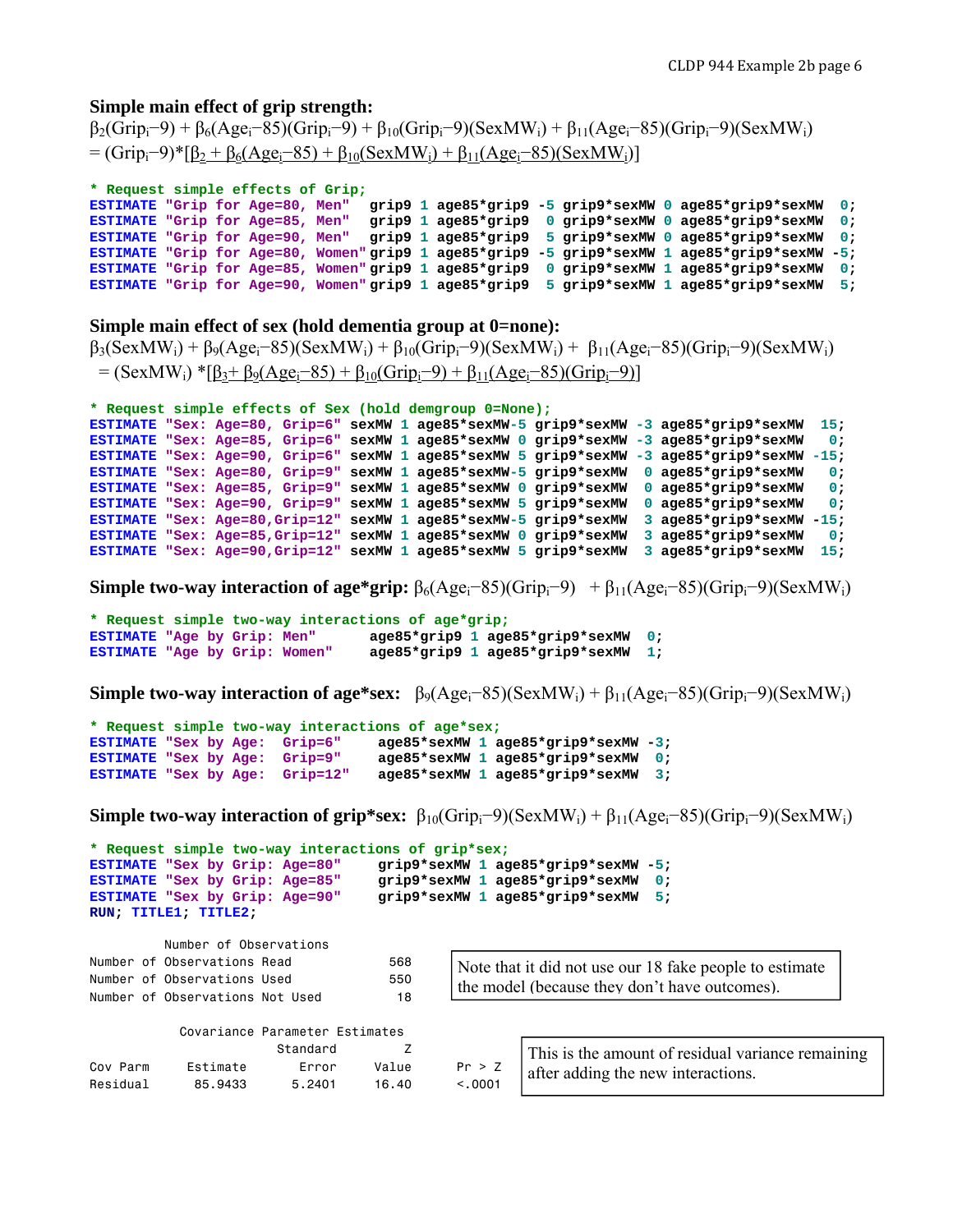**Simple main effect of grip strength:**

$\beta_2(Grip_i-9) + \beta_6(Age_i-85)(Grip_i-9) + \beta_{10}(Grip_i-9)(SexMW_i) + \beta_{11}(Age_i-85)(Grip_i-9)(SexMW_i)$

$= (Grip_i-9)*[\underline{\beta_2 + \beta_6(Age_i-85) + \beta_{10}(SexMW_i) + \beta_{11}(Age_i-85)(SexMW_i)}]$

```
* Request simple effects of Grip;
ESTIMATE "Grip for Age=80, Men"   grip9 1 age85*grip9 -5 grip9*sexMW 0 age85*grip9*sexMW  0;
ESTIMATE "Grip for Age=85, Men"   grip9 1 age85*grip9  0 grip9*sexMW 0 age85*grip9*sexMW  0;
ESTIMATE "Grip for Age=90, Men"   grip9 1 age85*grip9  5 grip9*sexMW 0 age85*grip9*sexMW  0;
ESTIMATE "Grip for Age=80, Women" grip9 1 age85*grip9 -5 grip9*sexMW 1 age85*grip9*sexMW -5;
ESTIMATE "Grip for Age=85, Women" grip9 1 age85*grip9  0 grip9*sexMW 1 age85*grip9*sexMW  0;
ESTIMATE "Grip for Age=90, Women" grip9 1 age85*grip9  5 grip9*sexMW 1 age85*grip9*sexMW  5;
```

**Simple main effect of sex (hold dementia group at 0=none):**

$\beta_3(SexMW_i) + \beta_9(Age_i-85)(SexMW_i) + \beta_{10}(Grip_i-9)(SexMW_i) + \beta_{11}(Age_i-85)(Grip_i-9)(SexMW_i)$

$= (SexMW_i)*[\underline{\beta_3 + \beta_9(Age_i-85) + \beta_{10}(Grip_i-9) + \beta_{11}(Age_i-85)(Grip_i-9)}]$

```
* Request simple effects of Sex (hold demgroup 0=None);
ESTIMATE "Sex: Age=80, Grip=6"  sexMW 1 age85*sexMW-5 grip9*sexMW -3 age85*grip9*sexMW  15;
ESTIMATE "Sex: Age=85, Grip=6"  sexMW 1 age85*sexMW 0 grip9*sexMW -3 age85*grip9*sexMW   0;
ESTIMATE "Sex: Age=90, Grip=6"  sexMW 1 age85*sexMW 5 grip9*sexMW -3 age85*grip9*sexMW -15;
ESTIMATE "Sex: Age=80, Grip=9"  sexMW 1 age85*sexMW-5 grip9*sexMW  0 age85*grip9*sexMW   0;
ESTIMATE "Sex: Age=85, Grip=9"  sexMW 1 age85*sexMW 0 grip9*sexMW  0 age85*grip9*sexMW   0;
ESTIMATE "Sex: Age=90, Grip=9"  sexMW 1 age85*sexMW 5 grip9*sexMW  0 age85*grip9*sexMW   0;
ESTIMATE "Sex: Age=80,Grip=12"  sexMW 1 age85*sexMW-5 grip9*sexMW  3 age85*grip9*sexMW -15;
ESTIMATE "Sex: Age=85,Grip=12"  sexMW 1 age85*sexMW 0 grip9*sexMW  3 age85*grip9*sexMW   0;
ESTIMATE "Sex: Age=90,Grip=12"  sexMW 1 age85*sexMW 5 grip9*sexMW  3 age85*grip9*sexMW  15;
```

**Simple two-way interaction of age\*grip:** $\beta_6(Age_i-85)(Grip_i-9) + \beta_{11}(Age_i-85)(Grip_i-9)(SexMW_i)$

```
* Request simple two-way interactions of age*grip;
ESTIMATE "Age by Grip: Men"     age85*grip9 1 age85*grip9*sexMW  0;
ESTIMATE "Age by Grip: Women"   age85*grip9 1 age85*grip9*sexMW  1;
```

**Simple two-way interaction of age\*sex:** $\beta_9(Age_i-85)(SexMW_i) + \beta_{11}(Age_i-85)(Grip_i-9)(SexMW_i)$

```
* Request simple two-way interactions of age*sex;
ESTIMATE "Sex by Age:  Grip=6"    age85*sexMW 1 age85*grip9*sexMW -3;
ESTIMATE "Sex by Age:  Grip=9"    age85*sexMW 1 age85*grip9*sexMW  0;
ESTIMATE "Sex by Age:  Grip=12"   age85*sexMW 1 age85*grip9*sexMW  3;
```

**Simple two-way interaction of grip\*sex:** $\beta_{10}(Grip_i-9)(SexMW_i) + \beta_{11}(Age_i-85)(Grip_i-9)(SexMW_i)$

```
* Request simple two-way interactions of grip*sex;
ESTIMATE "Sex by Grip: Age=80"    grip9*sexMW 1 age85*grip9*sexMW -5;
ESTIMATE "Sex by Grip: Age=85"    grip9*sexMW 1 age85*grip9*sexMW  0;
ESTIMATE "Sex by Grip: Age=90"    grip9*sexMW 1 age85*grip9*sexMW  5;
RUN; TITLE1; TITLE2;
```

Number of Observations

| | |
|---|---|
| Number of Observations Read | 568 |
| Number of Observations Used | 550 |
| Number of Observations Not Used | 18 |

Note that it did not use our 18 fake people to estimate the model (because they don't have outcomes).

Covariance Parameter Estimates

| Cov Parm | Estimate | Standard Error | Z Value | Pr > Z |
|---|---|---|---|---|
| Residual | 85.9433 | 5.2401 | 16.40 | <.0001 |

This is the amount of residual variance remaining after adding the new interactions.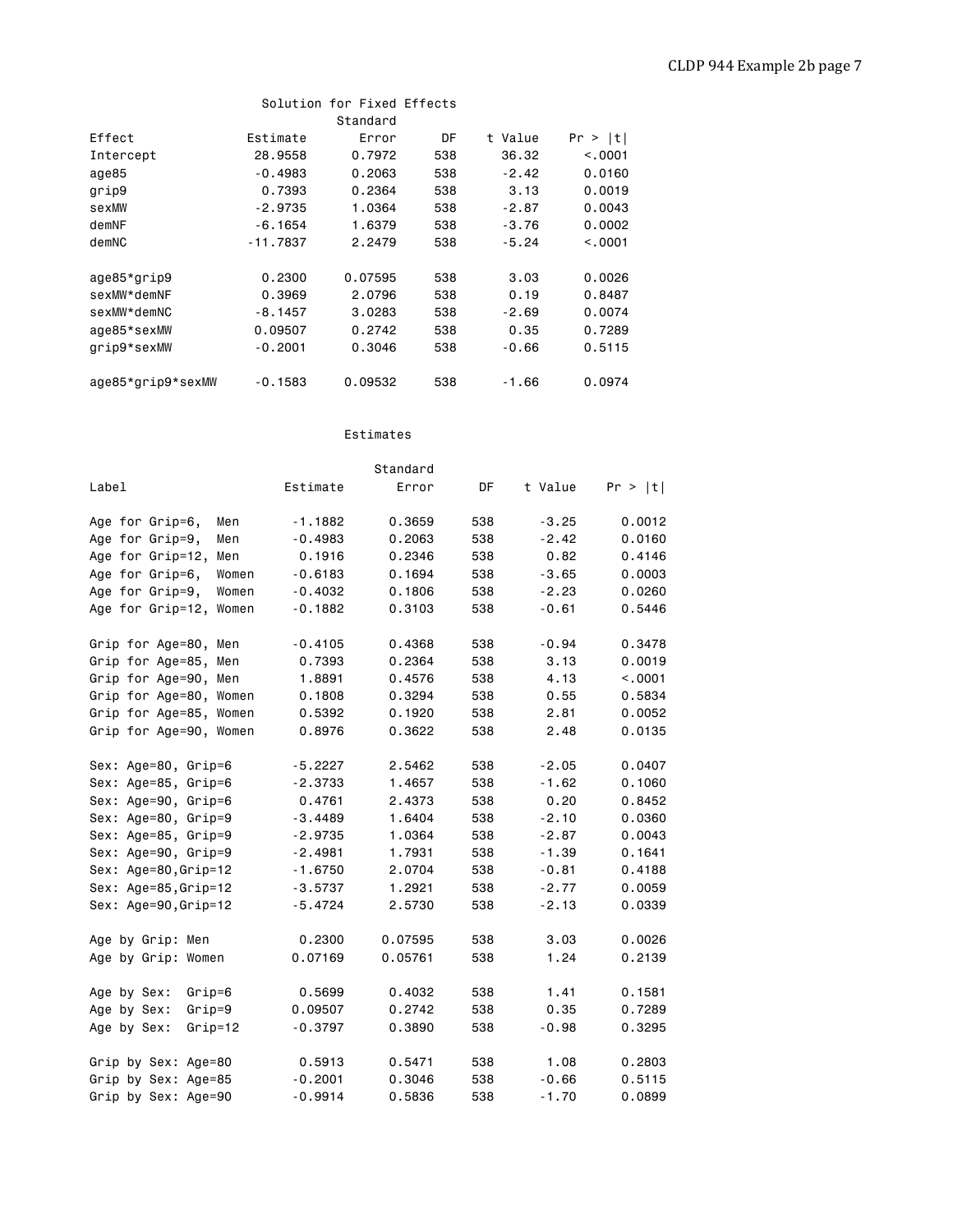Solution for Fixed Effects

| Effect | Estimate | Standard Error | DF | t Value | Pr > \|t\| |
|---|---|---|---|---|---|
| Intercept | 28.9558 | 0.7972 | 538 | 36.32 | <.0001 |
| age85 | -0.4983 | 0.2063 | 538 | -2.42 | 0.0160 |
| grip9 | 0.7393 | 0.2364 | 538 | 3.13 | 0.0019 |
| sexMW | -2.9735 | 1.0364 | 538 | -2.87 | 0.0043 |
| demNF | -6.1654 | 1.6379 | 538 | -3.76 | 0.0002 |
| demNC | -11.7837 | 2.2479 | 538 | -5.24 | <.0001 |
| age85*grip9 | 0.2300 | 0.07595 | 538 | 3.03 | 0.0026 |
| sexMW*demNF | 0.3969 | 2.0796 | 538 | 0.19 | 0.8487 |
| sexMW*demNC | -8.1457 | 3.0283 | 538 | -2.69 | 0.0074 |
| age85*sexMW | 0.09507 | 0.2742 | 538 | 0.35 | 0.7289 |
| grip9*sexMW | -0.2001 | 0.3046 | 538 | -0.66 | 0.5115 |
| age85*grip9*sexMW | -0.1583 | 0.09532 | 538 | -1.66 | 0.0974 |

Estimates

| Label | Estimate | Standard Error | DF | t Value | Pr > \|t\| |
|---|---|---|---|---|---|
| Age for Grip=6, Men | -1.1882 | 0.3659 | 538 | -3.25 | 0.0012 |
| Age for Grip=9, Men | -0.4983 | 0.2063 | 538 | -2.42 | 0.0160 |
| Age for Grip=12, Men | 0.1916 | 0.2346 | 538 | 0.82 | 0.4146 |
| Age for Grip=6, Women | -0.6183 | 0.1694 | 538 | -3.65 | 0.0003 |
| Age for Grip=9, Women | -0.4032 | 0.1806 | 538 | -2.23 | 0.0260 |
| Age for Grip=12, Women | -0.1882 | 0.3103 | 538 | -0.61 | 0.5446 |
| Grip for Age=80, Men | -0.4105 | 0.4368 | 538 | -0.94 | 0.3478 |
| Grip for Age=85, Men | 0.7393 | 0.2364 | 538 | 3.13 | 0.0019 |
| Grip for Age=90, Men | 1.8891 | 0.4576 | 538 | 4.13 | <.0001 |
| Grip for Age=80, Women | 0.1808 | 0.3294 | 538 | 0.55 | 0.5834 |
| Grip for Age=85, Women | 0.5392 | 0.1920 | 538 | 2.81 | 0.0052 |
| Grip for Age=90, Women | 0.8976 | 0.3622 | 538 | 2.48 | 0.0135 |
| Sex: Age=80, Grip=6 | -5.2227 | 2.5462 | 538 | -2.05 | 0.0407 |
| Sex: Age=85, Grip=6 | -2.3733 | 1.4657 | 538 | -1.62 | 0.1060 |
| Sex: Age=90, Grip=6 | 0.4761 | 2.4373 | 538 | 0.20 | 0.8452 |
| Sex: Age=80, Grip=9 | -3.4489 | 1.6404 | 538 | -2.10 | 0.0360 |
| Sex: Age=85, Grip=9 | -2.9735 | 1.0364 | 538 | -2.87 | 0.0043 |
| Sex: Age=90, Grip=9 | -2.4981 | 1.7931 | 538 | -1.39 | 0.1641 |
| Sex: Age=80,Grip=12 | -1.6750 | 2.0704 | 538 | -0.81 | 0.4188 |
| Sex: Age=85,Grip=12 | -3.5737 | 1.2921 | 538 | -2.77 | 0.0059 |
| Sex: Age=90,Grip=12 | -5.4724 | 2.5730 | 538 | -2.13 | 0.0339 |
| Age by Grip: Men | 0.2300 | 0.07595 | 538 | 3.03 | 0.0026 |
| Age by Grip: Women | 0.07169 | 0.05761 | 538 | 1.24 | 0.2139 |
| Age by Sex: Grip=6 | 0.5699 | 0.4032 | 538 | 1.41 | 0.1581 |
| Age by Sex: Grip=9 | 0.09507 | 0.2742 | 538 | 0.35 | 0.7289 |
| Age by Sex: Grip=12 | -0.3797 | 0.3890 | 538 | -0.98 | 0.3295 |
| Grip by Sex: Age=80 | 0.5913 | 0.5471 | 538 | 1.08 | 0.2803 |
| Grip by Sex: Age=85 | -0.2001 | 0.3046 | 538 | -0.66 | 0.5115 |
| Grip by Sex: Age=90 | -0.9914 | 0.5836 | 538 | -1.70 | 0.0899 |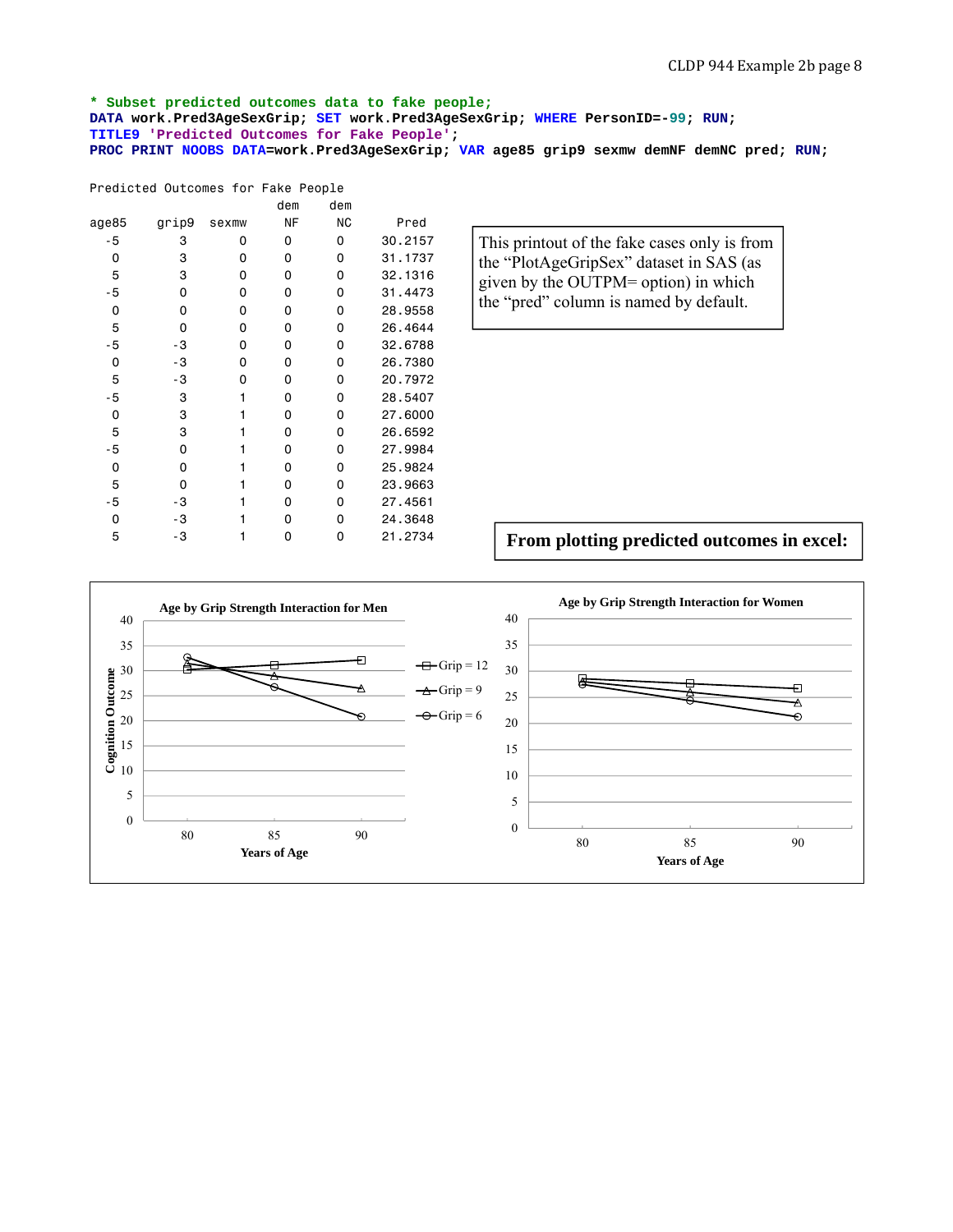```
* Subset predicted outcomes data to fake people;
DATA work.Pred3AgeSexGrip; SET work.Pred3AgeSexGrip; WHERE PersonID=-99; RUN;
TITLE9 'Predicted Outcomes for Fake People';
PROC PRINT NOOBS DATA=work.Pred3AgeSexGrip; VAR age85 grip9 sexmw demNF demNC pred; RUN;
```

Predicted Outcomes for Fake People

| age85 | grip9 | sexmw | dem NF | dem NC | Pred |
|---|---|---|---|---|---|
| -5 | 3 | 0 | 0 | 0 | 30.2157 |
| 0 | 3 | 0 | 0 | 0 | 31.1737 |
| 5 | 3 | 0 | 0 | 0 | 32.1316 |
| -5 | 0 | 0 | 0 | 0 | 31.4473 |
| 0 | 0 | 0 | 0 | 0 | 28.9558 |
| 5 | 0 | 0 | 0 | 0 | 26.4644 |
| -5 | -3 | 0 | 0 | 0 | 32.6788 |
| 0 | -3 | 0 | 0 | 0 | 26.7380 |
| 5 | -3 | 0 | 0 | 0 | 20.7972 |
| -5 | 3 | 1 | 0 | 0 | 28.5407 |
| 0 | 3 | 1 | 0 | 0 | 27.6000 |
| 5 | 3 | 1 | 0 | 0 | 26.6592 |
| -5 | 0 | 1 | 0 | 0 | 27.9984 |
| 0 | 0 | 1 | 0 | 0 | 25.9824 |
| 5 | 0 | 1 | 0 | 0 | 23.9663 |
| -5 | -3 | 1 | 0 | 0 | 27.4561 |
| 0 | -3 | 1 | 0 | 0 | 24.3648 |
| 5 | -3 | 1 | 0 | 0 | 21.2734 |

This printout of the fake cases only is from the "PlotAgeGripSex" dataset in SAS (as given by the OUTPM= option) in which the "pred" column is named by default.

**From plotting predicted outcomes in excel:**

Age by Grip Strength Interaction for Men

Cognition Outcome

40
35
30
25
20
15
10
5
0

80 85 90

Years of Age

Grip = 12
Grip = 9
Grip = 6

Age by Grip Strength Interaction for Women

40
35
30
25
20
15
10
5
0

80 85 90

Years of Age